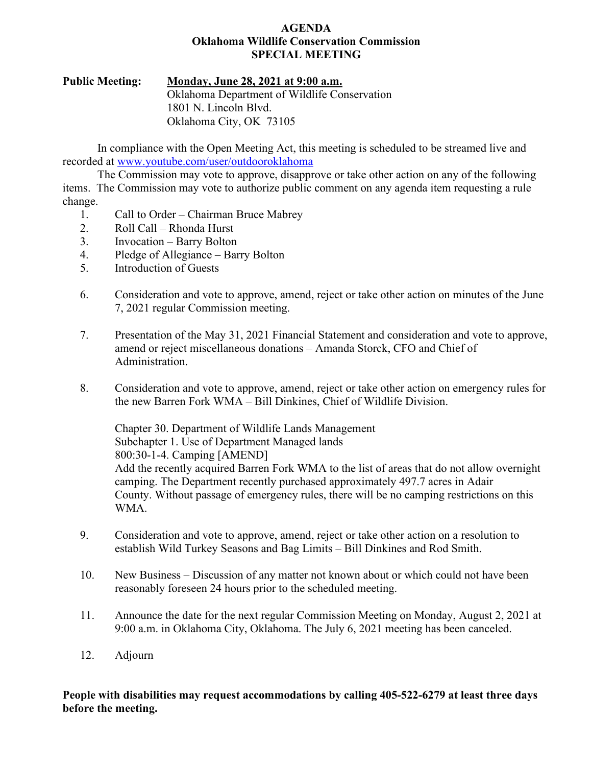# AGENDA
## Oklahoma Wildlife Conservation Commission
## SPECIAL MEETING

**Public Meeting:** **Monday, June 28, 2021 at 9:00 a.m.**
Oklahoma Department of Wildlife Conservation
1801 N. Lincoln Blvd.
Oklahoma City, OK 73105

In compliance with the Open Meeting Act, this meeting is scheduled to be streamed live and recorded at www.youtube.com/user/outdooroklahoma

The Commission may vote to approve, disapprove or take other action on any of the following items. The Commission may vote to authorize public comment on any agenda item requesting a rule change.

1. Call to Order – Chairman Bruce Mabrey
2. Roll Call – Rhonda Hurst
3. Invocation – Barry Bolton
4. Pledge of Allegiance – Barry Bolton
5. Introduction of Guests

6. Consideration and vote to approve, amend, reject or take other action on minutes of the June 7, 2021 regular Commission meeting.

7. Presentation of the May 31, 2021 Financial Statement and consideration and vote to approve, amend or reject miscellaneous donations – Amanda Storck, CFO and Chief of Administration.

8. Consideration and vote to approve, amend, reject or take other action on emergency rules for the new Barren Fork WMA – Bill Dinkines, Chief of Wildlife Division.

   Chapter 30. Department of Wildlife Lands Management
   Subchapter 1. Use of Department Managed lands
   800:30-1-4. Camping [AMEND]
   Add the recently acquired Barren Fork WMA to the list of areas that do not allow overnight camping. The Department recently purchased approximately 497.7 acres in Adair County. Without passage of emergency rules, there will be no camping restrictions on this WMA.

9. Consideration and vote to approve, amend, reject or take other action on a resolution to establish Wild Turkey Seasons and Bag Limits – Bill Dinkines and Rod Smith.

10. New Business – Discussion of any matter not known about or which could not have been reasonably foreseen 24 hours prior to the scheduled meeting.

11. Announce the date for the next regular Commission Meeting on Monday, August 2, 2021 at 9:00 a.m. in Oklahoma City, Oklahoma. The July 6, 2021 meeting has been canceled.

12. Adjourn

**People with disabilities may request accommodations by calling 405-522-6279 at least three days before the meeting.**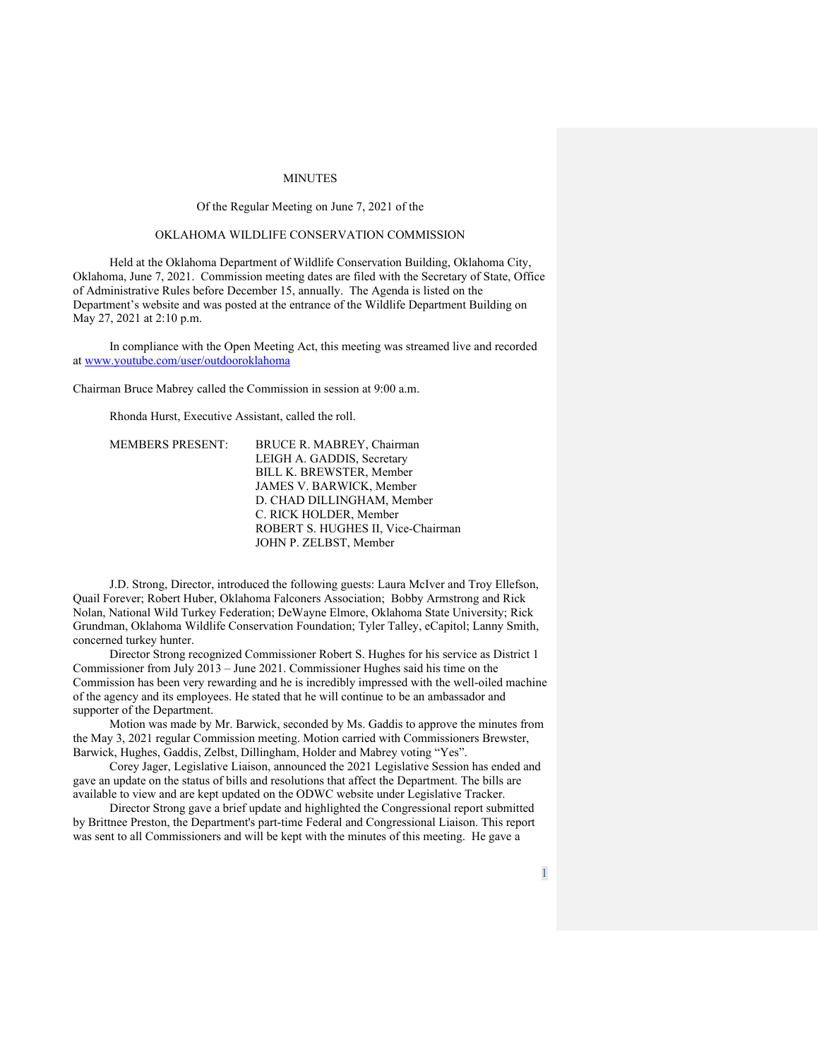MINUTES

Of the Regular Meeting on June 7, 2021 of the

OKLAHOMA WILDLIFE CONSERVATION COMMISSION

Held at the Oklahoma Department of Wildlife Conservation Building, Oklahoma City, Oklahoma, June 7, 2021. Commission meeting dates are filed with the Secretary of State, Office of Administrative Rules before December 15, annually. The Agenda is listed on the Department's website and was posted at the entrance of the Wildlife Department Building on May 27, 2021 at 2:10 p.m.

In compliance with the Open Meeting Act, this meeting was streamed live and recorded at [www.youtube.com/user/outdooroklahoma](www.youtube.com/user/outdooroklahoma)

Chairman Bruce Mabrey called the Commission in session at 9:00 a.m.

Rhonda Hurst, Executive Assistant, called the roll.

MEMBERS PRESENT:
BRUCE R. MABREY, Chairman
LEIGH A. GADDIS, Secretary
BILL K. BREWSTER, Member
JAMES V. BARWICK, Member
D. CHAD DILLINGHAM, Member
C. RICK HOLDER, Member
ROBERT S. HUGHES II, Vice-Chairman
JOHN P. ZELBST, Member

J.D. Strong, Director, introduced the following guests: Laura McIver and Troy Ellefson, Quail Forever; Robert Huber, Oklahoma Falconers Association; Bobby Armstrong and Rick Nolan, National Wild Turkey Federation; DeWayne Elmore, Oklahoma State University; Rick Grundman, Oklahoma Wildlife Conservation Foundation; Tyler Talley, eCapitol; Lanny Smith, concerned turkey hunter.

Director Strong recognized Commissioner Robert S. Hughes for his service as District 1 Commissioner from July 2013 – June 2021. Commissioner Hughes said his time on the Commission has been very rewarding and he is incredibly impressed with the well-oiled machine of the agency and its employees. He stated that he will continue to be an ambassador and supporter of the Department.

Motion was made by Mr. Barwick, seconded by Ms. Gaddis to approve the minutes from the May 3, 2021 regular Commission meeting. Motion carried with Commissioners Brewster, Barwick, Hughes, Gaddis, Zelbst, Dillingham, Holder and Mabrey voting "Yes".

Corey Jager, Legislative Liaison, announced the 2021 Legislative Session has ended and gave an update on the status of bills and resolutions that affect the Department. The bills are available to view and are kept updated on the ODWC website under Legislative Tracker.

Director Strong gave a brief update and highlighted the Congressional report submitted by Brittnee Preston, the Department's part-time Federal and Congressional Liaison. This report was sent to all Commissioners and will be kept with the minutes of this meeting. He gave a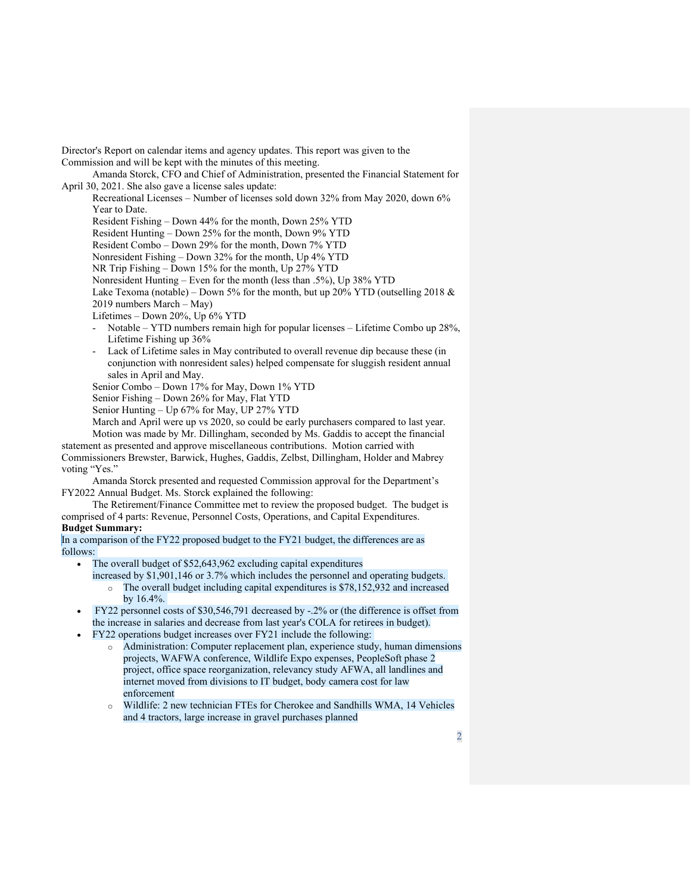Director's Report on calendar items and agency updates. This report was given to the Commission and will be kept with the minutes of this meeting.

Amanda Storck, CFO and Chief of Administration, presented the Financial Statement for April 30, 2021. She also gave a license sales update:

Recreational Licenses – Number of licenses sold down 32% from May 2020, down 6% Year to Date.

Resident Fishing – Down 44% for the month, Down 25% YTD
Resident Hunting – Down 25% for the month, Down 9% YTD
Resident Combo – Down 29% for the month, Down 7% YTD
Nonresident Fishing – Down 32% for the month, Up 4% YTD
NR Trip Fishing – Down 15% for the month, Up 27% YTD
Nonresident Hunting – Even for the month (less than .5%), Up 38% YTD
Lake Texoma (notable) – Down 5% for the month, but up 20% YTD (outselling 2018 & 2019 numbers March – May)
Lifetimes – Down 20%, Up 6% YTD

- Notable – YTD numbers remain high for popular licenses – Lifetime Combo up 28%, Lifetime Fishing up 36%
- Lack of Lifetime sales in May contributed to overall revenue dip because these (in conjunction with nonresident sales) helped compensate for sluggish resident annual sales in April and May.

Senior Combo – Down 17% for May, Down 1% YTD
Senior Fishing – Down 26% for May, Flat YTD
Senior Hunting – Up 67% for May, UP 27% YTD

March and April were up vs 2020, so could be early purchasers compared to last year.

Motion was made by Mr. Dillingham, seconded by Ms. Gaddis to accept the financial statement as presented and approve miscellaneous contributions. Motion carried with Commissioners Brewster, Barwick, Hughes, Gaddis, Zelbst, Dillingham, Holder and Mabrey voting "Yes."

Amanda Storck presented and requested Commission approval for the Department's FY2022 Annual Budget. Ms. Storck explained the following:

The Retirement/Finance Committee met to review the proposed budget. The budget is comprised of 4 parts: Revenue, Personnel Costs, Operations, and Capital Expenditures.

**Budget Summary:**

In a comparison of the FY22 proposed budget to the FY21 budget, the differences are as follows:

- The overall budget of $52,643,962 excluding capital expenditures increased by $1,901,146 or 3.7% which includes the personnel and operating budgets.
  - The overall budget including capital expenditures is $78,152,932 and increased by 16.4%.
- FY22 personnel costs of $30,546,791 decreased by -.2% or (the difference is offset from the increase in salaries and decrease from last year's COLA for retirees in budget).
- FY22 operations budget increases over FY21 include the following:
  - Administration: Computer replacement plan, experience study, human dimensions projects, WAFWA conference, Wildlife Expo expenses, PeopleSoft phase 2 project, office space reorganization, relevancy study AFWA, all landlines and internet moved from divisions to IT budget, body camera cost for law enforcement
  - Wildlife: 2 new technician FTEs for Cherokee and Sandhills WMA, 14 Vehicles and 4 tractors, large increase in gravel purchases planned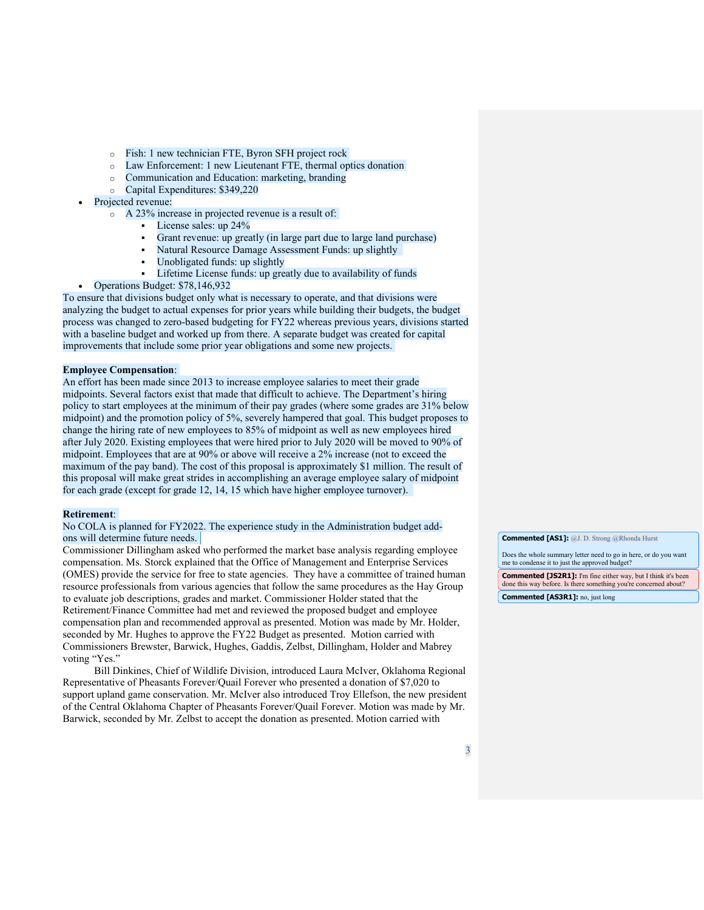- Fish: 1 new technician FTE, Byron SFH project rock
  - Law Enforcement: 1 new Lieutenant FTE, thermal optics donation
  - Communication and Education: marketing, branding
  - Capital Expenditures: $349,220
- Projected revenue:
  - A 23% increase in projected revenue is a result of:
    - License sales: up 24%
    - Grant revenue: up greatly (in large part due to large land purchase)
    - Natural Resource Damage Assessment Funds: up slightly
    - Unobligated funds: up slightly
    - Lifetime License funds: up greatly due to availability of funds
- Operations Budget: $78,146,932

To ensure that divisions budget only what is necessary to operate, and that divisions were analyzing the budget to actual expenses for prior years while building their budgets, the budget process was changed to zero-based budgeting for FY22 whereas previous years, divisions started with a baseline budget and worked up from there. A separate budget was created for capital improvements that include some prior year obligations and some new projects.

**Employee Compensation**:
An effort has been made since 2013 to increase employee salaries to meet their grade midpoints. Several factors exist that made that difficult to achieve. The Department's hiring policy to start employees at the minimum of their pay grades (where some grades are 31% below midpoint) and the promotion policy of 5%, severely hampered that goal. This budget proposes to change the hiring rate of new employees to 85% of midpoint as well as new employees hired after July 2020. Existing employees that were hired prior to July 2020 will be moved to 90% of midpoint. Employees that are at 90% or above will receive a 2% increase (not to exceed the maximum of the pay band). The cost of this proposal is approximately $1 million. The result of this proposal will make great strides in accomplishing an average employee salary of midpoint for each grade (except for grade 12, 14, 15 which have higher employee turnover).

**Retirement**:
No COLA is planned for FY2022. The experience study in the Administration budget add-ons will determine future needs.

Commissioner Dillingham asked who performed the market base analysis regarding employee compensation. Ms. Storck explained that the Office of Management and Enterprise Services (OMES) provide the service for free to state agencies. They have a committee of trained human resource professionals from various agencies that follow the same procedures as the Hay Group to evaluate job descriptions, grades and market. Commissioner Holder stated that the Retirement/Finance Committee had met and reviewed the proposed budget and employee compensation plan and recommended approval as presented. Motion was made by Mr. Holder, seconded by Mr. Hughes to approve the FY22 Budget as presented. Motion carried with Commissioners Brewster, Barwick, Hughes, Gaddis, Zelbst, Dillingham, Holder and Mabrey voting "Yes."

Bill Dinkines, Chief of Wildlife Division, introduced Laura McIver, Oklahoma Regional Representative of Pheasants Forever/Quail Forever who presented a donation of $7,020 to support upland game conservation. Mr. McIver also introduced Troy Ellefson, the new president of the Central Oklahoma Chapter of Pheasants Forever/Quail Forever. Motion was made by Mr. Barwick, seconded by Mr. Zelbst to accept the donation as presented. Motion carried with

**Commented [AS1]:** @J. D. Strong @Rhonda Hurst

Does the whole summary letter need to go in here, or do you want me to condense it to just the approved budget?

**Commented [JS2R1]:** I'm fine either way, but I think it's been done this way before. Is there something you're concerned about?

**Commented [AS3R1]:** no, just long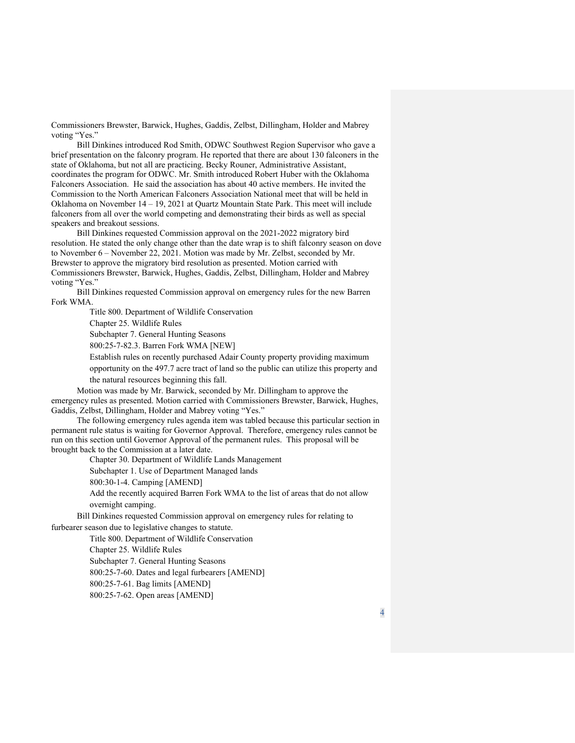Commissioners Brewster, Barwick, Hughes, Gaddis, Zelbst, Dillingham, Holder and Mabrey voting "Yes."

Bill Dinkines introduced Rod Smith, ODWC Southwest Region Supervisor who gave a brief presentation on the falconry program. He reported that there are about 130 falconers in the state of Oklahoma, but not all are practicing. Becky Rouner, Administrative Assistant, coordinates the program for ODWC. Mr. Smith introduced Robert Huber with the Oklahoma Falconers Association. He said the association has about 40 active members. He invited the Commission to the North American Falconers Association National meet that will be held in Oklahoma on November 14 – 19, 2021 at Quartz Mountain State Park. This meet will include falconers from all over the world competing and demonstrating their birds as well as special speakers and breakout sessions.

Bill Dinkines requested Commission approval on the 2021-2022 migratory bird resolution. He stated the only change other than the date wrap is to shift falconry season on dove to November 6 – November 22, 2021. Motion was made by Mr. Zelbst, seconded by Mr. Brewster to approve the migratory bird resolution as presented. Motion carried with Commissioners Brewster, Barwick, Hughes, Gaddis, Zelbst, Dillingham, Holder and Mabrey voting "Yes."

Bill Dinkines requested Commission approval on emergency rules for the new Barren Fork WMA.

Title 800. Department of Wildlife Conservation

Chapter 25. Wildlife Rules

Subchapter 7. General Hunting Seasons

800:25-7-82.3. Barren Fork WMA [NEW]

Establish rules on recently purchased Adair County property providing maximum opportunity on the 497.7 acre tract of land so the public can utilize this property and the natural resources beginning this fall.

Motion was made by Mr. Barwick, seconded by Mr. Dillingham to approve the emergency rules as presented. Motion carried with Commissioners Brewster, Barwick, Hughes, Gaddis, Zelbst, Dillingham, Holder and Mabrey voting "Yes."

The following emergency rules agenda item was tabled because this particular section in permanent rule status is waiting for Governor Approval. Therefore, emergency rules cannot be run on this section until Governor Approval of the permanent rules. This proposal will be brought back to the Commission at a later date.

Chapter 30. Department of Wildlife Lands Management

Subchapter 1. Use of Department Managed lands

800:30-1-4. Camping [AMEND]

Add the recently acquired Barren Fork WMA to the list of areas that do not allow overnight camping.

Bill Dinkines requested Commission approval on emergency rules for relating to furbearer season due to legislative changes to statute.

Title 800. Department of Wildlife Conservation

Chapter 25. Wildlife Rules

Subchapter 7. General Hunting Seasons

800:25-7-60. Dates and legal furbearers [AMEND]

800:25-7-61. Bag limits [AMEND]

800:25-7-62. Open areas [AMEND]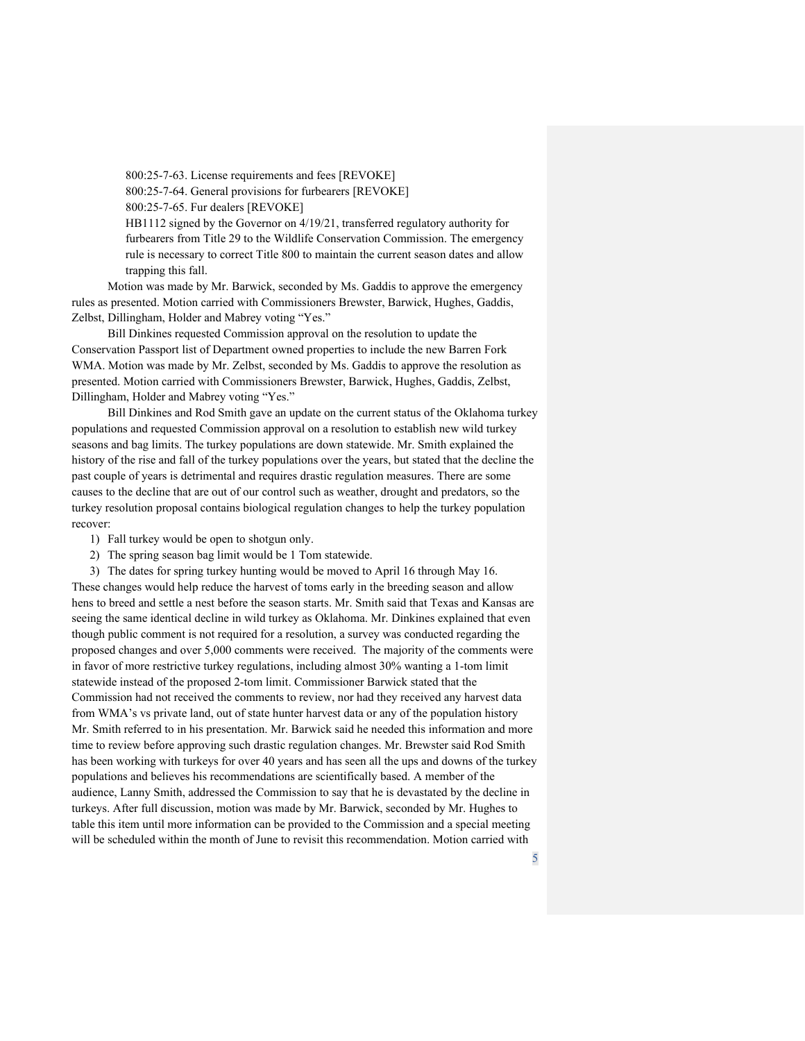800:25-7-63. License requirements and fees [REVOKE]

800:25-7-64. General provisions for furbearers [REVOKE]

800:25-7-65. Fur dealers [REVOKE]

HB1112 signed by the Governor on 4/19/21, transferred regulatory authority for furbearers from Title 29 to the Wildlife Conservation Commission. The emergency rule is necessary to correct Title 800 to maintain the current season dates and allow trapping this fall.

Motion was made by Mr. Barwick, seconded by Ms. Gaddis to approve the emergency rules as presented. Motion carried with Commissioners Brewster, Barwick, Hughes, Gaddis, Zelbst, Dillingham, Holder and Mabrey voting "Yes."

Bill Dinkines requested Commission approval on the resolution to update the Conservation Passport list of Department owned properties to include the new Barren Fork WMA. Motion was made by Mr. Zelbst, seconded by Ms. Gaddis to approve the resolution as presented. Motion carried with Commissioners Brewster, Barwick, Hughes, Gaddis, Zelbst, Dillingham, Holder and Mabrey voting "Yes."

Bill Dinkines and Rod Smith gave an update on the current status of the Oklahoma turkey populations and requested Commission approval on a resolution to establish new wild turkey seasons and bag limits. The turkey populations are down statewide. Mr. Smith explained the history of the rise and fall of the turkey populations over the years, but stated that the decline the past couple of years is detrimental and requires drastic regulation measures. There are some causes to the decline that are out of our control such as weather, drought and predators, so the turkey resolution proposal contains biological regulation changes to help the turkey population recover:

1) Fall turkey would be open to shotgun only.
2) The spring season bag limit would be 1 Tom statewide.
3) The dates for spring turkey hunting would be moved to April 16 through May 16.

These changes would help reduce the harvest of toms early in the breeding season and allow hens to breed and settle a nest before the season starts. Mr. Smith said that Texas and Kansas are seeing the same identical decline in wild turkey as Oklahoma. Mr. Dinkines explained that even though public comment is not required for a resolution, a survey was conducted regarding the proposed changes and over 5,000 comments were received. The majority of the comments were in favor of more restrictive turkey regulations, including almost 30% wanting a 1-tom limit statewide instead of the proposed 2-tom limit. Commissioner Barwick stated that the Commission had not received the comments to review, nor had they received any harvest data from WMA's vs private land, out of state hunter harvest data or any of the population history Mr. Smith referred to in his presentation. Mr. Barwick said he needed this information and more time to review before approving such drastic regulation changes. Mr. Brewster said Rod Smith has been working with turkeys for over 40 years and has seen all the ups and downs of the turkey populations and believes his recommendations are scientifically based. A member of the audience, Lanny Smith, addressed the Commission to say that he is devastated by the decline in turkeys. After full discussion, motion was made by Mr. Barwick, seconded by Mr. Hughes to table this item until more information can be provided to the Commission and a special meeting will be scheduled within the month of June to revisit this recommendation. Motion carried with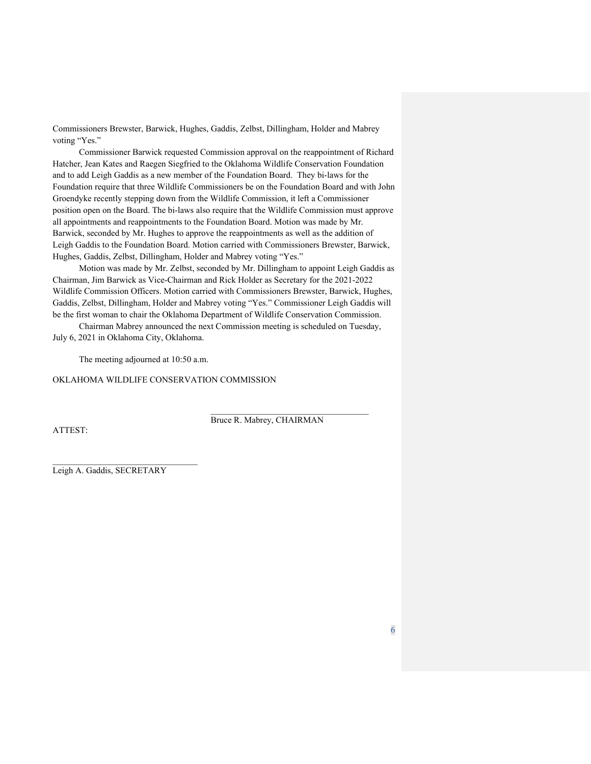Commissioners Brewster, Barwick, Hughes, Gaddis, Zelbst, Dillingham, Holder and Mabrey voting "Yes."

Commissioner Barwick requested Commission approval on the reappointment of Richard Hatcher, Jean Kates and Raegen Siegfried to the Oklahoma Wildlife Conservation Foundation and to add Leigh Gaddis as a new member of the Foundation Board. They bi-laws for the Foundation require that three Wildlife Commissioners be on the Foundation Board and with John Groendyke recently stepping down from the Wildlife Commission, it left a Commissioner position open on the Board. The bi-laws also require that the Wildlife Commission must approve all appointments and reappointments to the Foundation Board. Motion was made by Mr. Barwick, seconded by Mr. Hughes to approve the reappointments as well as the addition of Leigh Gaddis to the Foundation Board. Motion carried with Commissioners Brewster, Barwick, Hughes, Gaddis, Zelbst, Dillingham, Holder and Mabrey voting "Yes."

Motion was made by Mr. Zelbst, seconded by Mr. Dillingham to appoint Leigh Gaddis as Chairman, Jim Barwick as Vice-Chairman and Rick Holder as Secretary for the 2021-2022 Wildlife Commission Officers. Motion carried with Commissioners Brewster, Barwick, Hughes, Gaddis, Zelbst, Dillingham, Holder and Mabrey voting "Yes." Commissioner Leigh Gaddis will be the first woman to chair the Oklahoma Department of Wildlife Conservation Commission.

Chairman Mabrey announced the next Commission meeting is scheduled on Tuesday, July 6, 2021 in Oklahoma City, Oklahoma.

The meeting adjourned at 10:50 a.m.

OKLAHOMA WILDLIFE CONSERVATION COMMISSION

\_\_\_\_\_\_\_\_\_\_\_\_\_\_\_\_\_\_\_\_\_\_\_\_\_\_\_\_\_\_\_\_\_\_\_\_
Bruce R. Mabrey, CHAIRMAN

ATTEST:

\_\_\_\_\_\_\_\_\_\_\_\_\_\_\_\_\_\_\_\_\_\_\_\_\_\_\_\_\_\_\_\_\_\_
Leigh A. Gaddis, SECRETARY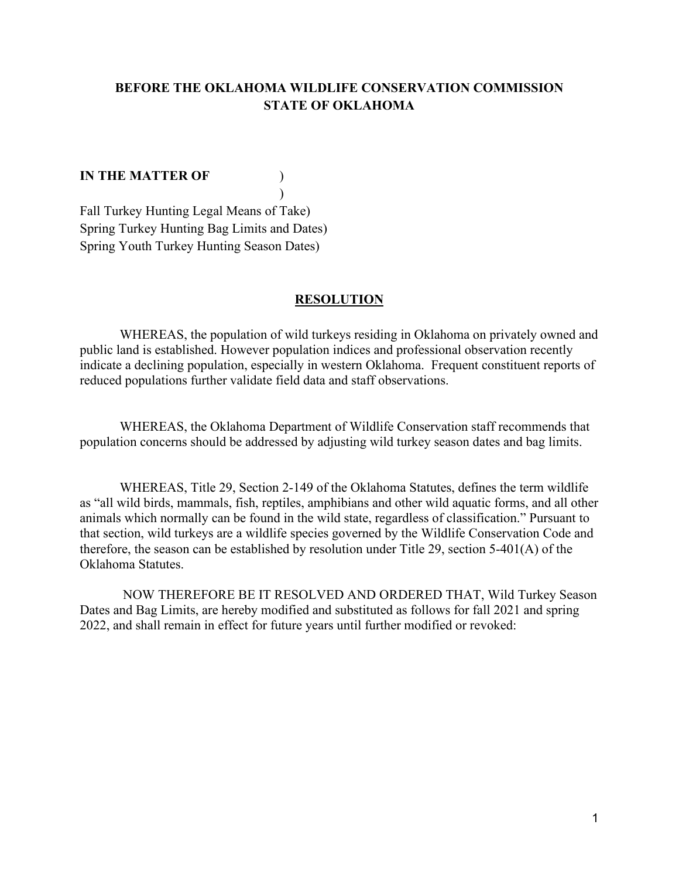**BEFORE THE OKLAHOMA WILDLIFE CONSERVATION COMMISSION**
**STATE OF OKLAHOMA**

**IN THE MATTER OF** )
)
Fall Turkey Hunting Legal Means of Take)
Spring Turkey Hunting Bag Limits and Dates)
Spring Youth Turkey Hunting Season Dates)

## RESOLUTION

WHEREAS, the population of wild turkeys residing in Oklahoma on privately owned and public land is established. However population indices and professional observation recently indicate a declining population, especially in western Oklahoma. Frequent constituent reports of reduced populations further validate field data and staff observations.

WHEREAS, the Oklahoma Department of Wildlife Conservation staff recommends that population concerns should be addressed by adjusting wild turkey season dates and bag limits.

WHEREAS, Title 29, Section 2-149 of the Oklahoma Statutes, defines the term wildlife as "all wild birds, mammals, fish, reptiles, amphibians and other wild aquatic forms, and all other animals which normally can be found in the wild state, regardless of classification." Pursuant to that section, wild turkeys are a wildlife species governed by the Wildlife Conservation Code and therefore, the season can be established by resolution under Title 29, section 5-401(A) of the Oklahoma Statutes.

NOW THEREFORE BE IT RESOLVED AND ORDERED THAT, Wild Turkey Season Dates and Bag Limits, are hereby modified and substituted as follows for fall 2021 and spring 2022, and shall remain in effect for future years until further modified or revoked: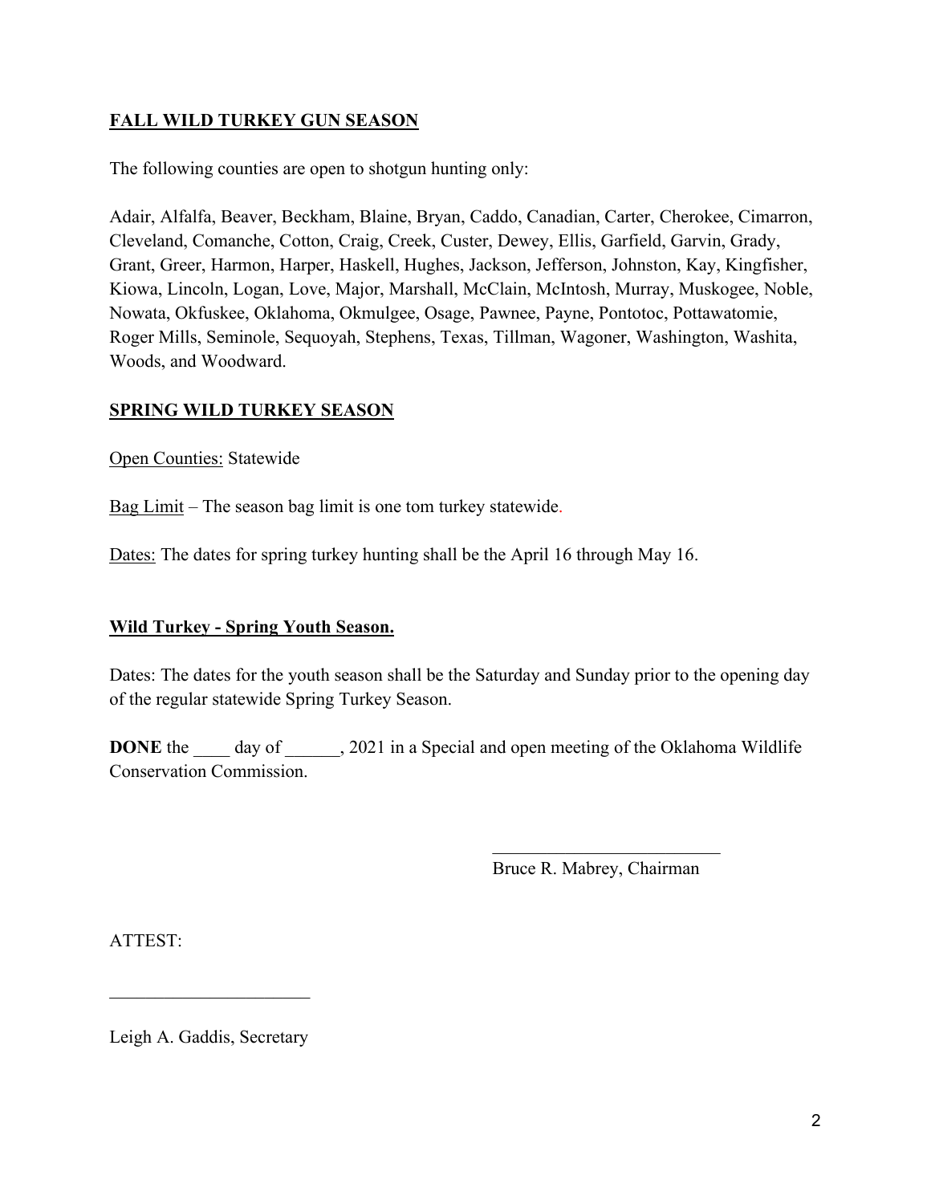<u>**FALL WILD TURKEY GUN SEASON**</u>

The following counties are open to shotgun hunting only:

Adair, Alfalfa, Beaver, Beckham, Blaine, Bryan, Caddo, Canadian, Carter, Cherokee, Cimarron, Cleveland, Comanche, Cotton, Craig, Creek, Custer, Dewey, Ellis, Garfield, Garvin, Grady, Grant, Greer, Harmon, Harper, Haskell, Hughes, Jackson, Jefferson, Johnston, Kay, Kingfisher, Kiowa, Lincoln, Logan, Love, Major, Marshall, McClain, McIntosh, Murray, Muskogee, Noble, Nowata, Okfuskee, Oklahoma, Okmulgee, Osage, Pawnee, Payne, Pontotoc, Pottawatomie, Roger Mills, Seminole, Sequoyah, Stephens, Texas, Tillman, Wagoner, Washington, Washita, Woods, and Woodward.

<u>**SPRING WILD TURKEY SEASON**</u>

<u>Open Counties:</u> Statewide

<u>Bag Limit</u> – The season bag limit is one tom turkey statewide.

<u>Dates:</u> The dates for spring turkey hunting shall be the April 16 through May 16.

<u>**Wild Turkey - Spring Youth Season.**</u>

Dates: The dates for the youth season shall be the Saturday and Sunday prior to the opening day of the regular statewide Spring Turkey Season.

**DONE** the ____ day of ______, 2021 in a Special and open meeting of the Oklahoma Wildlife Conservation Commission.

_________________________

Bruce R. Mabrey, Chairman

ATTEST:

______________________

Leigh A. Gaddis, Secretary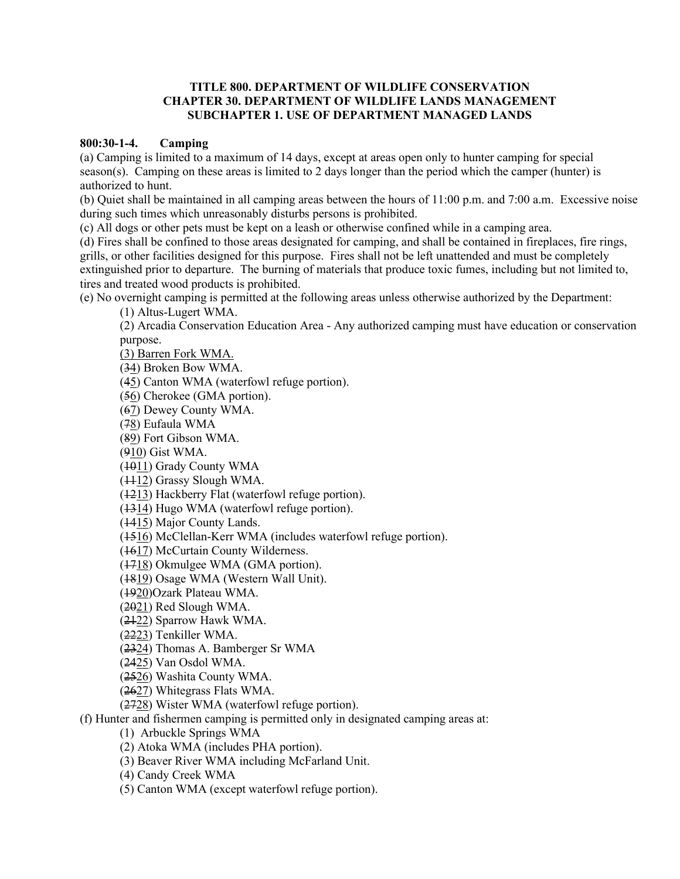**TITLE 800. DEPARTMENT OF WILDLIFE CONSERVATION**
**CHAPTER 30. DEPARTMENT OF WILDLIFE LANDS MANAGEMENT**
**SUBCHAPTER 1. USE OF DEPARTMENT MANAGED LANDS**

**800:30-1-4. Camping**

(a) Camping is limited to a maximum of 14 days, except at areas open only to hunter camping for special season(s). Camping on these areas is limited to 2 days longer than the period which the camper (hunter) is authorized to hunt.

(b) Quiet shall be maintained in all camping areas between the hours of 11:00 p.m. and 7:00 a.m. Excessive noise during such times which unreasonably disturbs persons is prohibited.

(c) All dogs or other pets must be kept on a leash or otherwise confined while in a camping area.

(d) Fires shall be confined to those areas designated for camping, and shall be contained in fireplaces, fire rings, grills, or other facilities designed for this purpose. Fires shall not be left unattended and must be completely extinguished prior to departure. The burning of materials that produce toxic fumes, including but not limited to, tires and treated wood products is prohibited.

(e) No overnight camping is permitted at the following areas unless otherwise authorized by the Department:

(1) Altus-Lugert WMA.
(2) Arcadia Conservation Education Area - Any authorized camping must have education or conservation purpose.
<u>(3) Barren Fork WMA.</u>
(~~3~~<u>4</u>) Broken Bow WMA.
(~~4~~<u>5</u>) Canton WMA (waterfowl refuge portion).
(~~5~~<u>6</u>) Cherokee (GMA portion).
(~~6~~<u>7</u>) Dewey County WMA.
(~~7~~<u>8</u>) Eufaula WMA
(~~8~~<u>9</u>) Fort Gibson WMA.
(~~9~~<u>10</u>) Gist WMA.
(~~10~~<u>11</u>) Grady County WMA
(~~11~~<u>12</u>) Grassy Slough WMA.
(~~12~~<u>13</u>) Hackberry Flat (waterfowl refuge portion).
(~~13~~<u>14</u>) Hugo WMA (waterfowl refuge portion).
(~~14~~<u>15</u>) Major County Lands.
(~~15~~<u>16</u>) McClellan-Kerr WMA (includes waterfowl refuge portion).
(~~16~~<u>17</u>) McCurtain County Wilderness.
(~~17~~<u>18</u>) Okmulgee WMA (GMA portion).
(~~18~~<u>19</u>) Osage WMA (Western Wall Unit).
(~~19~~<u>20</u>)Ozark Plateau WMA.
(~~20~~<u>21</u>) Red Slough WMA.
(~~21~~<u>22</u>) Sparrow Hawk WMA.
(~~22~~<u>23</u>) Tenkiller WMA.
(~~23~~<u>24</u>) Thomas A. Bamberger Sr WMA
(~~24~~<u>25</u>) Van Osdol WMA.
(~~25~~<u>26</u>) Washita County WMA.
(~~26~~<u>27</u>) Whitegrass Flats WMA.
(~~27~~<u>28</u>) Wister WMA (waterfowl refuge portion).

(f) Hunter and fishermen camping is permitted only in designated camping areas at:

(1) Arbuckle Springs WMA
(2) Atoka WMA (includes PHA portion).
(3) Beaver River WMA including McFarland Unit.
(4) Candy Creek WMA
(5) Canton WMA (except waterfowl refuge portion).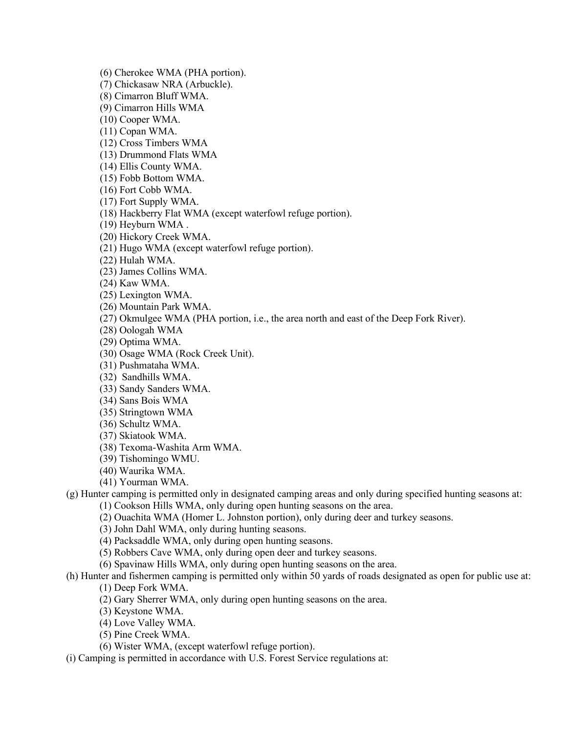(6) Cherokee WMA (PHA portion).
(7) Chickasaw NRA (Arbuckle).
(8) Cimarron Bluff WMA.
(9) Cimarron Hills WMA
(10) Cooper WMA.
(11) Copan WMA.
(12) Cross Timbers WMA
(13) Drummond Flats WMA
(14) Ellis County WMA.
(15) Fobb Bottom WMA.
(16) Fort Cobb WMA.
(17) Fort Supply WMA.
(18) Hackberry Flat WMA (except waterfowl refuge portion).
(19) Heyburn WMA .
(20) Hickory Creek WMA.
(21) Hugo WMA (except waterfowl refuge portion).
(22) Hulah WMA.
(23) James Collins WMA.
(24) Kaw WMA.
(25) Lexington WMA.
(26) Mountain Park WMA.
(27) Okmulgee WMA (PHA portion, i.e., the area north and east of the Deep Fork River).
(28) Oologah WMA
(29) Optima WMA.
(30) Osage WMA (Rock Creek Unit).
(31) Pushmataha WMA.
(32) Sandhills WMA.
(33) Sandy Sanders WMA.
(34) Sans Bois WMA
(35) Stringtown WMA
(36) Schultz WMA.
(37) Skiatook WMA.
(38) Texoma-Washita Arm WMA.
(39) Tishomingo WMU.
(40) Waurika WMA.
(41) Yourman WMA.

(g) Hunter camping is permitted only in designated camping areas and only during specified hunting seasons at:
(1) Cookson Hills WMA, only during open hunting seasons on the area.
(2) Ouachita WMA (Homer L. Johnston portion), only during deer and turkey seasons.
(3) John Dahl WMA, only during hunting seasons.
(4) Packsaddle WMA, only during open hunting seasons.
(5) Robbers Cave WMA, only during open deer and turkey seasons.
(6) Spavinaw Hills WMA, only during open hunting seasons on the area.

(h) Hunter and fishermen camping is permitted only within 50 yards of roads designated as open for public use at:
(1) Deep Fork WMA.
(2) Gary Sherrer WMA, only during open hunting seasons on the area.
(3) Keystone WMA.
(4) Love Valley WMA.
(5) Pine Creek WMA.
(6) Wister WMA, (except waterfowl refuge portion).

(i) Camping is permitted in accordance with U.S. Forest Service regulations at: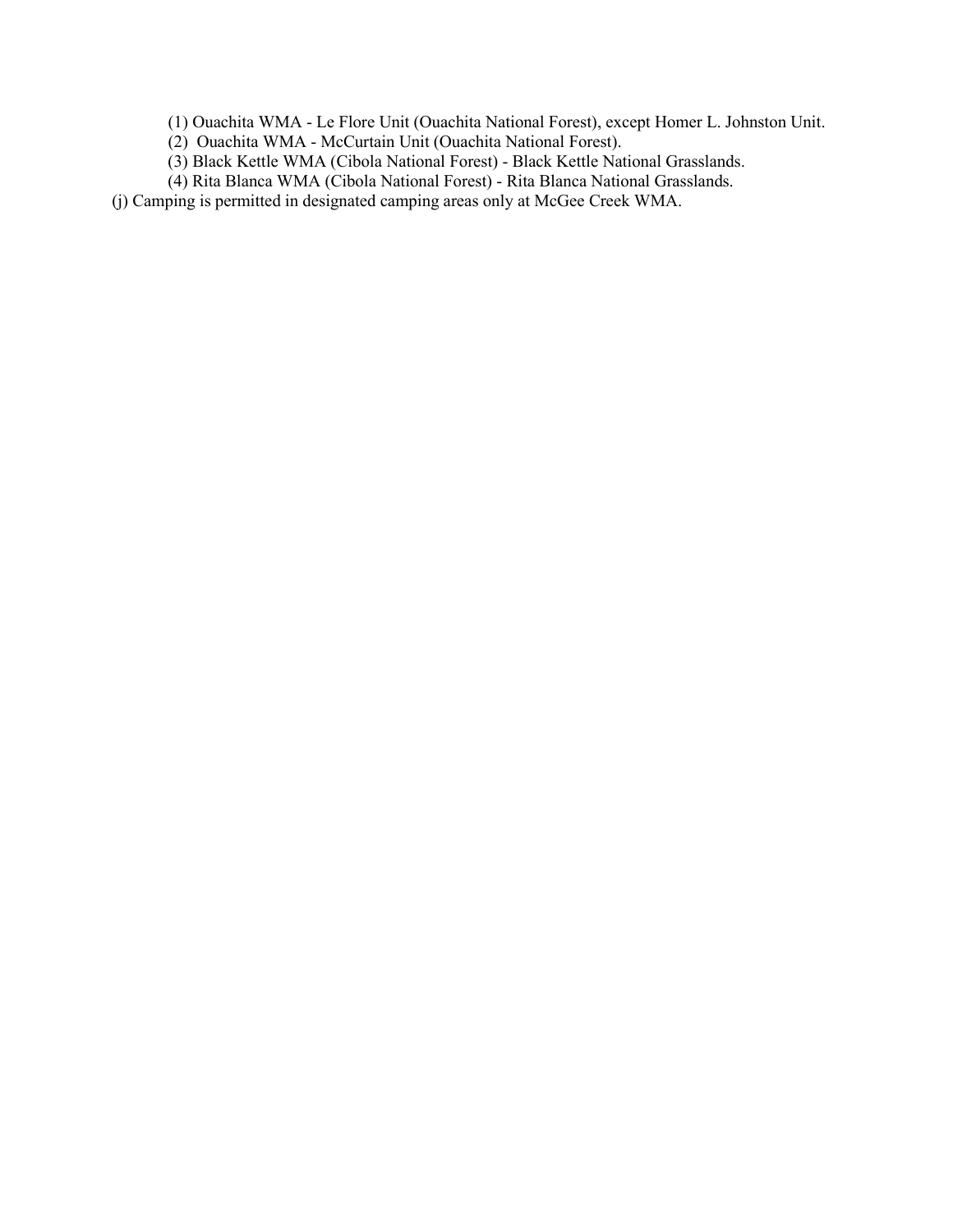(1) Ouachita WMA - Le Flore Unit (Ouachita National Forest), except Homer L. Johnston Unit.
(2) Ouachita WMA - McCurtain Unit (Ouachita National Forest).
(3) Black Kettle WMA (Cibola National Forest) - Black Kettle National Grasslands.
(4) Rita Blanca WMA (Cibola National Forest) - Rita Blanca National Grasslands.

(j) Camping is permitted in designated camping areas only at McGee Creek WMA.